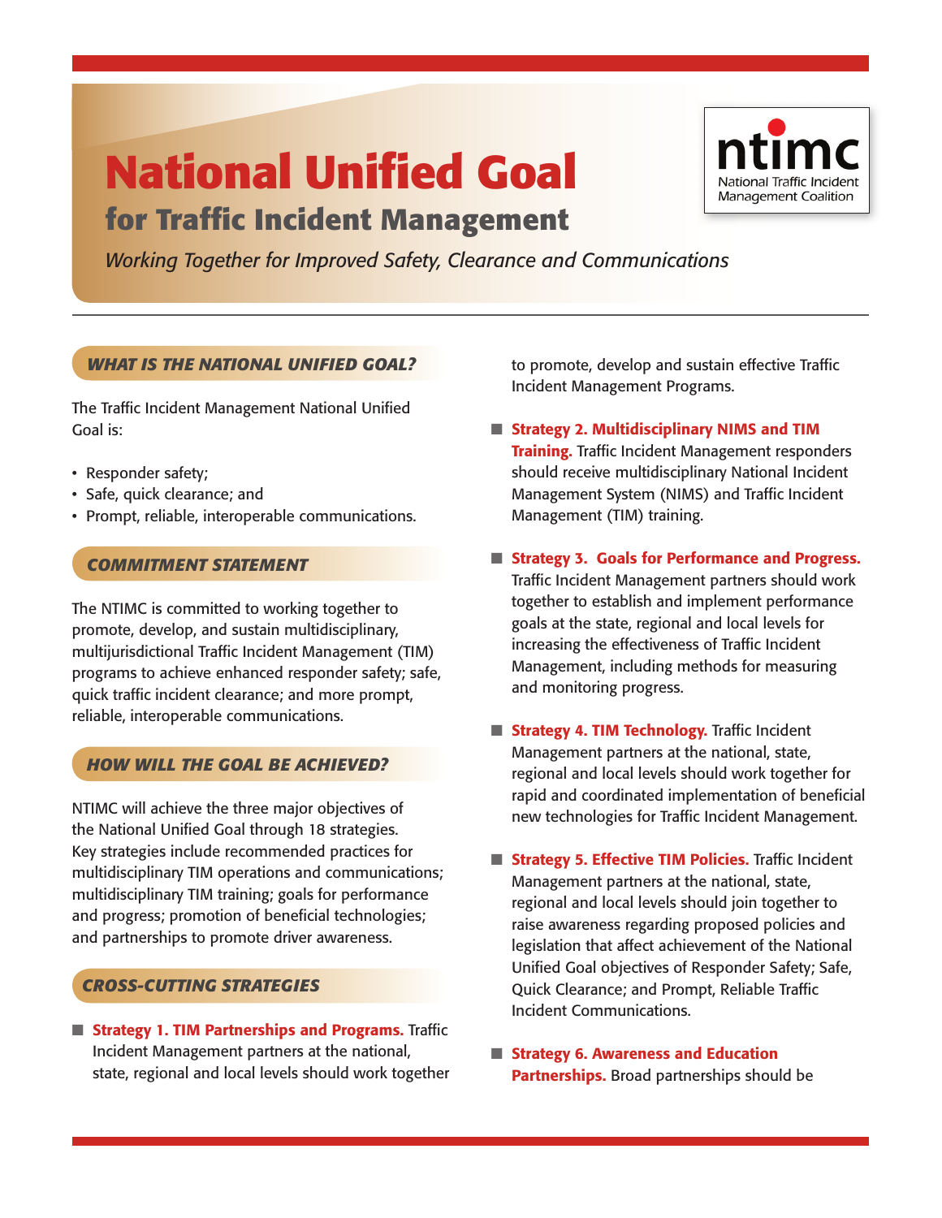# National Unified Goal

## for Traffic Incident Management

*Working Together for Improved Safety, Clearance and Communications*

ntimc
National Traffic Incident Management Coalition

### *WHAT IS THE NATIONAL UNIFIED GOAL?*

The Traffic Incident Management National Unified Goal is:

- Responder safety;
- Safe, quick clearance; and
- Prompt, reliable, interoperable communications.

### *COMMITMENT STATEMENT*

The NTIMC is committed to working together to promote, develop, and sustain multidisciplinary, multijurisdictional Traffic Incident Management (TIM) programs to achieve enhanced responder safety; safe, quick traffic incident clearance; and more prompt, reliable, interoperable communications.

### *HOW WILL THE GOAL BE ACHIEVED?*

NTIMC will achieve the three major objectives of the National Unified Goal through 18 strategies. Key strategies include recommended practices for multidisciplinary TIM operations and communications; multidisciplinary TIM training; goals for performance and progress; promotion of beneficial technologies; and partnerships to promote driver awareness.

### *CROSS-CUTTING STRATEGIES*

- **Strategy 1. TIM Partnerships and Programs.** Traffic Incident Management partners at the national, state, regional and local levels should work together to promote, develop and sustain effective Traffic Incident Management Programs.

- **Strategy 2. Multidisciplinary NIMS and TIM Training.** Traffic Incident Management responders should receive multidisciplinary National Incident Management System (NIMS) and Traffic Incident Management (TIM) training.

- **Strategy 3. Goals for Performance and Progress.** Traffic Incident Management partners should work together to establish and implement performance goals at the state, regional and local levels for increasing the effectiveness of Traffic Incident Management, including methods for measuring and monitoring progress.

- **Strategy 4. TIM Technology.** Traffic Incident Management partners at the national, state, regional and local levels should work together for rapid and coordinated implementation of beneficial new technologies for Traffic Incident Management.

- **Strategy 5. Effective TIM Policies.** Traffic Incident Management partners at the national, state, regional and local levels should join together to raise awareness regarding proposed policies and legislation that affect achievement of the National Unified Goal objectives of Responder Safety; Safe, Quick Clearance; and Prompt, Reliable Traffic Incident Communications.

- **Strategy 6. Awareness and Education Partnerships.** Broad partnerships should be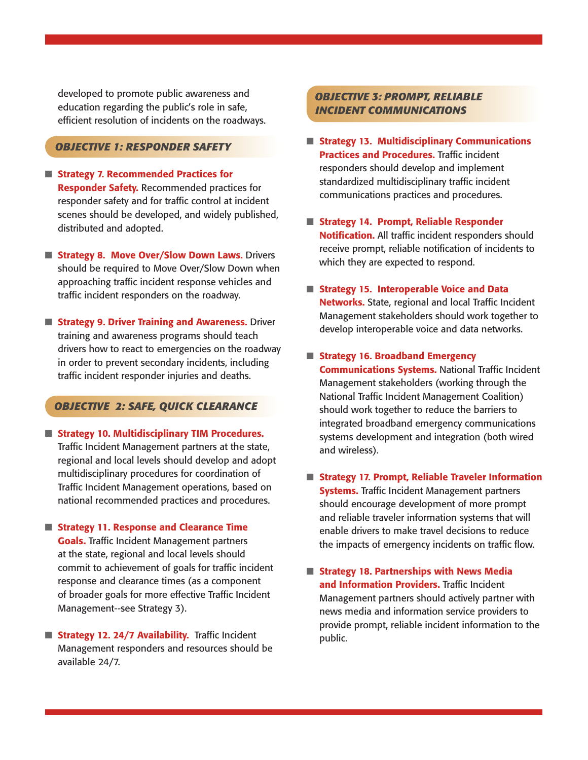developed to promote public awareness and education regarding the public's role in safe, efficient resolution of incidents on the roadways.

## *OBJECTIVE 1: RESPONDER SAFETY*

- **Strategy 7. Recommended Practices for Responder Safety.** Recommended practices for responder safety and for traffic control at incident scenes should be developed, and widely published, distributed and adopted.

- **Strategy 8. Move Over/Slow Down Laws.** Drivers should be required to Move Over/Slow Down when approaching traffic incident response vehicles and traffic incident responders on the roadway.

- **Strategy 9. Driver Training and Awareness.** Driver training and awareness programs should teach drivers how to react to emergencies on the roadway in order to prevent secondary incidents, including traffic incident responder injuries and deaths.

## *OBJECTIVE 2: SAFE, QUICK CLEARANCE*

- **Strategy 10. Multidisciplinary TIM Procedures.** Traffic Incident Management partners at the state, regional and local levels should develop and adopt multidisciplinary procedures for coordination of Traffic Incident Management operations, based on national recommended practices and procedures.

- **Strategy 11. Response and Clearance Time Goals.** Traffic Incident Management partners at the state, regional and local levels should commit to achievement of goals for traffic incident response and clearance times (as a component of broader goals for more effective Traffic Incident Management--see Strategy 3).

- **Strategy 12. 24/7 Availability.** Traffic Incident Management responders and resources should be available 24/7.

## *OBJECTIVE 3: PROMPT, RELIABLE INCIDENT COMMUNICATIONS*

- **Strategy 13. Multidisciplinary Communications Practices and Procedures.** Traffic incident responders should develop and implement standardized multidisciplinary traffic incident communications practices and procedures.

- **Strategy 14. Prompt, Reliable Responder Notification.** All traffic incident responders should receive prompt, reliable notification of incidents to which they are expected to respond.

- **Strategy 15. Interoperable Voice and Data Networks.** State, regional and local Traffic Incident Management stakeholders should work together to develop interoperable voice and data networks.

- **Strategy 16. Broadband Emergency Communications Systems.** National Traffic Incident Management stakeholders (working through the National Traffic Incident Management Coalition) should work together to reduce the barriers to integrated broadband emergency communications systems development and integration (both wired and wireless).

- **Strategy 17. Prompt, Reliable Traveler Information Systems.** Traffic Incident Management partners should encourage development of more prompt and reliable traveler information systems that will enable drivers to make travel decisions to reduce the impacts of emergency incidents on traffic flow.

- **Strategy 18. Partnerships with News Media and Information Providers.** Traffic Incident Management partners should actively partner with news media and information service providers to provide prompt, reliable incident information to the public.